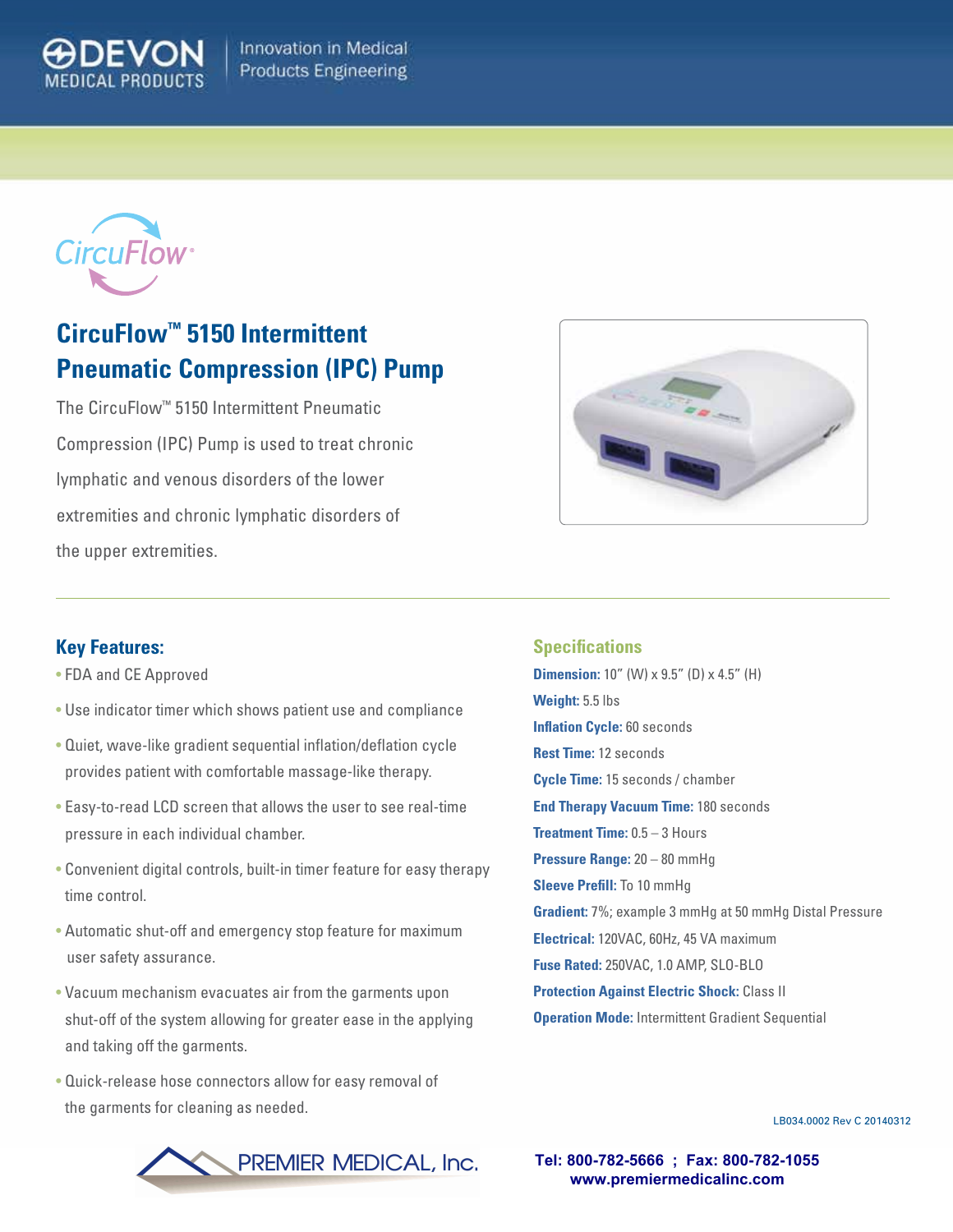DEVON MEDICAL PRODUCTS

Innovation in Medical Products Engineering

CircuFlow®

# CircuFlow™ 5150 Intermittent Pneumatic Compression (IPC) Pump

The CircuFlow™ 5150 Intermittent Pneumatic Compression (IPC) Pump is used to treat chronic lymphatic and venous disorders of the lower extremities and chronic lymphatic disorders of the upper extremities.

## Key Features:

- FDA and CE Approved
- Use indicator timer which shows patient use and compliance
- Quiet, wave-like gradient sequential inflation/deflation cycle provides patient with comfortable massage-like therapy.
- Easy-to-read LCD screen that allows the user to see real-time pressure in each individual chamber.
- Convenient digital controls, built-in timer feature for easy therapy time control.
- Automatic shut-off and emergency stop feature for maximum user safety assurance.
- Vacuum mechanism evacuates air from the garments upon shut-off of the system allowing for greater ease in the applying and taking off the garments.
- Quick-release hose connectors allow for easy removal of the garments for cleaning as needed.

## Specifications

**Dimension:** 10" (W) x 9.5" (D) x 4.5" (H)

**Weight:** 5.5 lbs

**Inflation Cycle:** 60 seconds

**Rest Time:** 12 seconds

**Cycle Time:** 15 seconds / chamber

**End Therapy Vacuum Time:** 180 seconds

**Treatment Time:** 0.5 – 3 Hours

**Pressure Range:** 20 – 80 mmHg

**Sleeve Prefill:** To 10 mmHg

**Gradient:** 7%; example 3 mmHg at 50 mmHg Distal Pressure

**Electrical:** 120VAC, 60Hz, 45 VA maximum

**Fuse Rated:** 250VAC, 1.0 AMP, SLO-BLO

**Protection Against Electric Shock:** Class II

**Operation Mode:** Intermittent Gradient Sequential

LB034.0002 Rev C 20140312

PREMIER MEDICAL, Inc.

**Tel: 800-782-5666 ; Fax: 800-782-1055**
**www.premiermedicalinc.com**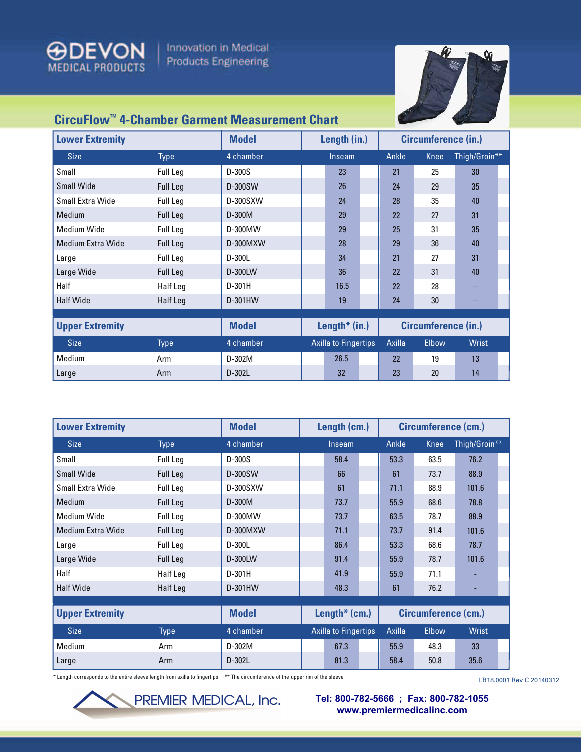DEVON MEDICAL PRODUCTS

Innovation in Medical Products Engineering

## CircuFlow™ 4-Chamber Garment Measurement Chart

| Lower Extremity | | Model | Length (in.) | Circumference (in.) | | |
|---|---|---|---|---|---|---|
| Size | Type | 4 chamber | Inseam | Ankle | Knee | Thigh/Groin** |
| Small | Full Leg | D-300S | 23 | 21 | 25 | 30 |
| Small Wide | Full Leg | D-300SW | 26 | 24 | 29 | 35 |
| Small Extra Wide | Full Leg | D-300SXW | 24 | 28 | 35 | 40 |
| Medium | Full Leg | D-300M | 29 | 22 | 27 | 31 |
| Medium Wide | Full Leg | D-300MW | 29 | 25 | 31 | 35 |
| Medium Extra Wide | Full Leg | D-300MXW | 28 | 29 | 36 | 40 |
| Large | Full Leg | D-300L | 34 | 21 | 27 | 31 |
| Large Wide | Full Leg | D-300LW | 36 | 22 | 31 | 40 |
| Half | Half Leg | D-301H | 16.5 | 22 | 28 | – |
| Half Wide | Half Leg | D-301HW | 19 | 24 | 30 | – |

| Upper Extremity | | Model | Length* (in.) | Circumference (in.) | | |
|---|---|---|---|---|---|---|
| Size | Type | 4 chamber | Axilla to Fingertips | Axilla | Elbow | Wrist |
| Medium | Arm | D-302M | 26.5 | 22 | 19 | 13 |
| Large | Arm | D-302L | 32 | 23 | 20 | 14 |

| Lower Extremity | | Model | Length (cm.) | Circumference (cm.) | | |
|---|---|---|---|---|---|---|
| Size | Type | 4 chamber | Inseam | Ankle | Knee | Thigh/Groin** |
| Small | Full Leg | D-300S | 58.4 | 53.3 | 63.5 | 76.2 |
| Small Wide | Full Leg | D-300SW | 66 | 61 | 73.7 | 88.9 |
| Small Extra Wide | Full Leg | D-300SXW | 61 | 71.1 | 88.9 | 101.6 |
| Medium | Full Leg | D-300M | 73.7 | 55.9 | 68.6 | 78.8 |
| Medium Wide | Full Leg | D-300MW | 73.7 | 63.5 | 78.7 | 88.9 |
| Medium Extra Wide | Full Leg | D-300MXW | 71.1 | 73.7 | 91.4 | 101.6 |
| Large | Full Leg | D-300L | 86.4 | 53.3 | 68.6 | 78.7 |
| Large Wide | Full Leg | D-300LW | 91.4 | 55.9 | 78.7 | 101.6 |
| Half | Half Leg | D-301H | 41.9 | 55.9 | 71.1 | - |
| Half Wide | Half Leg | D-301HW | 48.3 | 61 | 76.2 | - |

| Upper Extremity | | Model | Length* (cm.) | Circumference (cm.) | | |
|---|---|---|---|---|---|---|
| Size | Type | 4 chamber | Axilla to Fingertips | Axilla | Elbow | Wrist |
| Medium | Arm | D-302M | 67.3 | 55.9 | 48.3 | 33 |
| Large | Arm | D-302L | 81.3 | 58.4 | 50.8 | 35.6 |

* Length corresponds to the entire sleeve length from axilla to fingertips ** The circumference of the upper rim of the sleeve

LB18.0001 Rev C 20140312

PREMIER MEDICAL, Inc.

**Tel: 800-782-5666 ; Fax: 800-782-1055**
**www.premiermedicalinc.com**